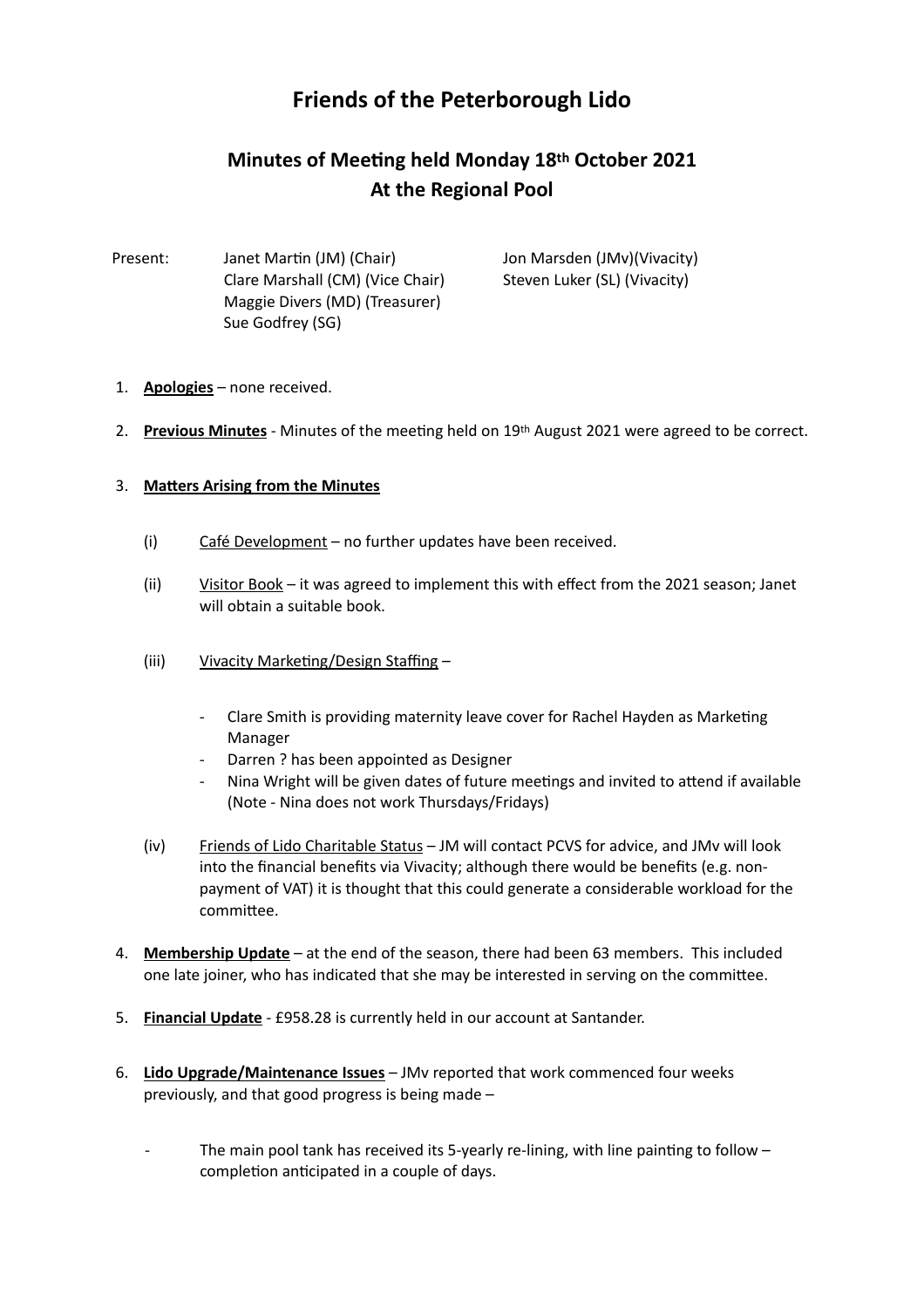# Friends of the Peterborough Lido

## Minutes of Meeting held Monday 18th October 2021
## At the Regional Pool

Present:
Janet Martin (JM) (Chair)
Clare Marshall (CM) (Vice Chair)
Maggie Divers (MD) (Treasurer)
Sue Godfrey (SG)
Jon Marsden (JMv)(Vivacity)
Steven Luker (SL) (Vivacity)

1. **Apologies** – none received.

2. **Previous Minutes** - Minutes of the meeting held on 19th August 2021 were agreed to be correct.

3. **Matters Arising from the Minutes**

   (i) Café Development – no further updates have been received.

   (ii) Visitor Book – it was agreed to implement this with effect from the 2021 season; Janet will obtain a suitable book.

   (iii) Vivacity Marketing/Design Staffing –

   - Clare Smith is providing maternity leave cover for Rachel Hayden as Marketing Manager
   - Darren ? has been appointed as Designer
   - Nina Wright will be given dates of future meetings and invited to attend if available (Note - Nina does not work Thursdays/Fridays)

   (iv) Friends of Lido Charitable Status – JM will contact PCVS for advice, and JMv will look into the financial benefits via Vivacity; although there would be benefits (e.g. non-payment of VAT) it is thought that this could generate a considerable workload for the committee.

4. **Membership Update** – at the end of the season, there had been 63 members. This included one late joiner, who has indicated that she may be interested in serving on the committee.

5. **Financial Update** - £958.28 is currently held in our account at Santander.

6. **Lido Upgrade/Maintenance Issues** – JMv reported that work commenced four weeks previously, and that good progress is being made –

   - The main pool tank has received its 5-yearly re-lining, with line painting to follow – completion anticipated in a couple of days.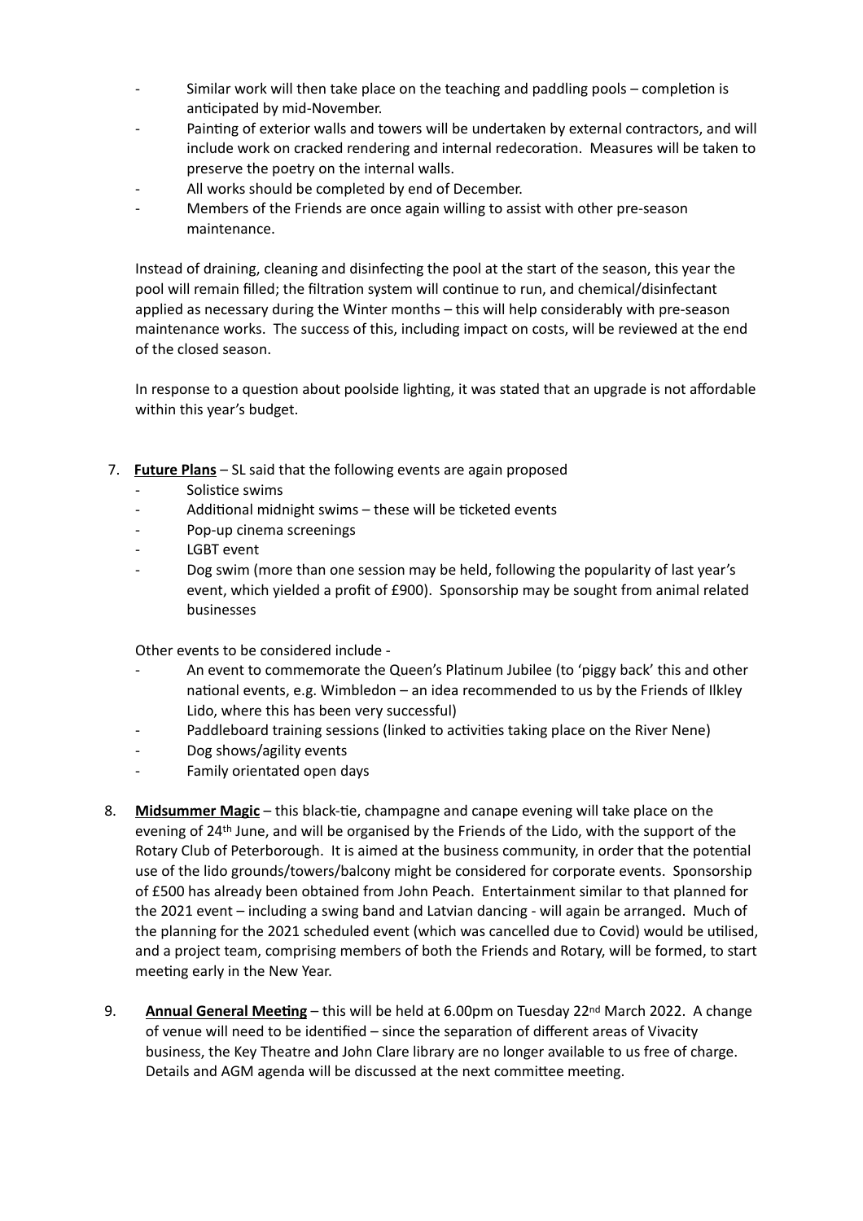- Similar work will then take place on the teaching and paddling pools – completion is anticipated by mid-November.
- Painting of exterior walls and towers will be undertaken by external contractors, and will include work on cracked rendering and internal redecoration. Measures will be taken to preserve the poetry on the internal walls.
- All works should be completed by end of December.
- Members of the Friends are once again willing to assist with other pre-season maintenance.

Instead of draining, cleaning and disinfecting the pool at the start of the season, this year the pool will remain filled; the filtration system will continue to run, and chemical/disinfectant applied as necessary during the Winter months – this will help considerably with pre-season maintenance works. The success of this, including impact on costs, will be reviewed at the end of the closed season.

In response to a question about poolside lighting, it was stated that an upgrade is not affordable within this year's budget.

7. **Future Plans** – SL said that the following events are again proposed
   - Solistice swims
   - Additional midnight swims – these will be ticketed events
   - Pop-up cinema screenings
   - LGBT event
   - Dog swim (more than one session may be held, following the popularity of last year's event, which yielded a profit of £900). Sponsorship may be sought from animal related businesses

   Other events to be considered include -
   - An event to commemorate the Queen's Platinum Jubilee (to 'piggy back' this and other national events, e.g. Wimbledon – an idea recommended to us by the Friends of Ilkley Lido, where this has been very successful)
   - Paddleboard training sessions (linked to activities taking place on the River Nene)
   - Dog shows/agility events
   - Family orientated open days

8. **Midsummer Magic** – this black-tie, champagne and canape evening will take place on the evening of 24th June, and will be organised by the Friends of the Lido, with the support of the Rotary Club of Peterborough. It is aimed at the business community, in order that the potential use of the lido grounds/towers/balcony might be considered for corporate events. Sponsorship of £500 has already been obtained from John Peach. Entertainment similar to that planned for the 2021 event – including a swing band and Latvian dancing - will again be arranged. Much of the planning for the 2021 scheduled event (which was cancelled due to Covid) would be utilised, and a project team, comprising members of both the Friends and Rotary, will be formed, to start meeting early in the New Year.

9. **Annual General Meeting** – this will be held at 6.00pm on Tuesday 22nd March 2022. A change of venue will need to be identified – since the separation of different areas of Vivacity business, the Key Theatre and John Clare library are no longer available to us free of charge. Details and AGM agenda will be discussed at the next committee meeting.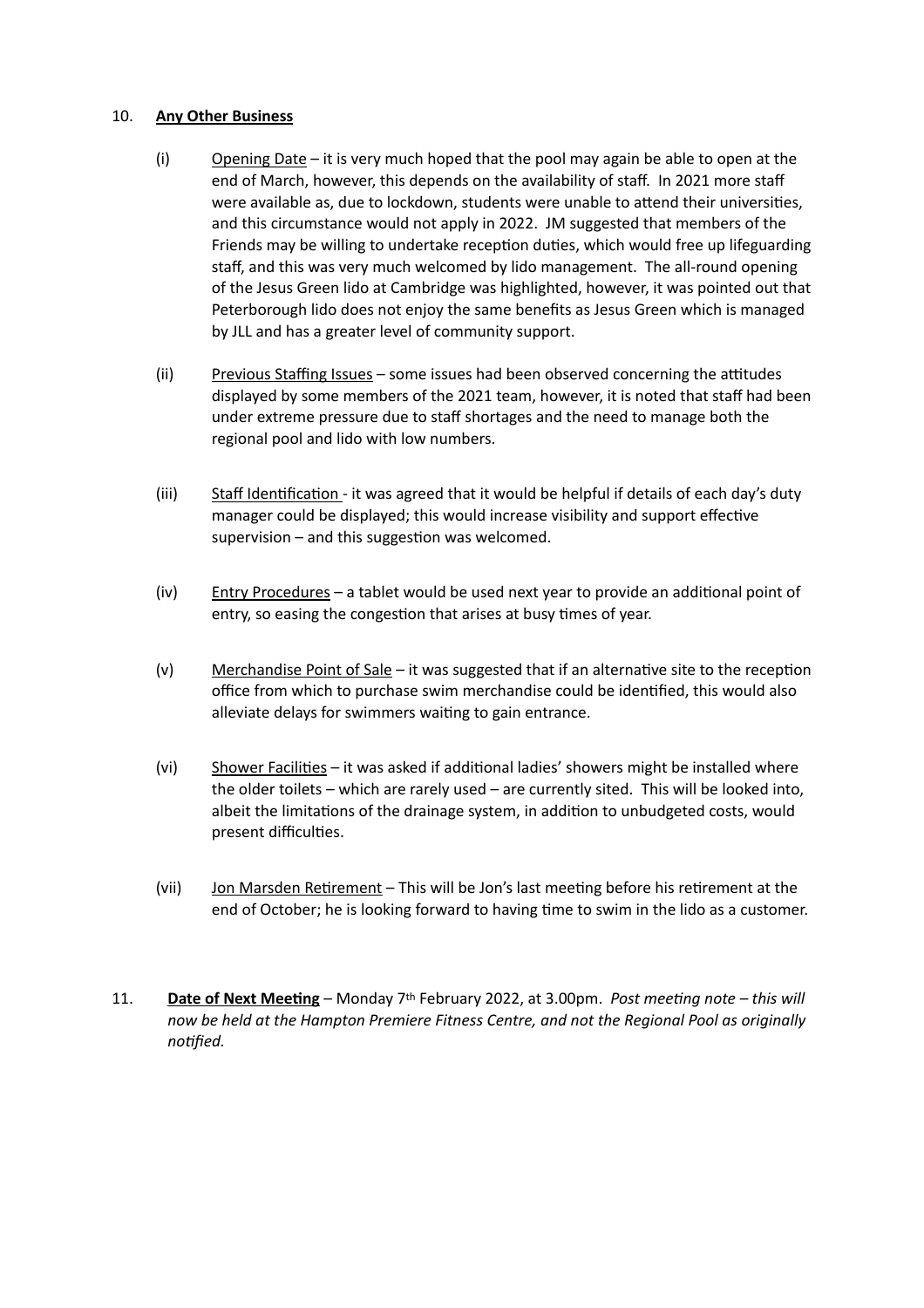10. **Any Other Business**

(i) Opening Date – it is very much hoped that the pool may again be able to open at the end of March, however, this depends on the availability of staff. In 2021 more staff were available as, due to lockdown, students were unable to attend their universities, and this circumstance would not apply in 2022. JM suggested that members of the Friends may be willing to undertake reception duties, which would free up lifeguarding staff, and this was very much welcomed by lido management. The all-round opening of the Jesus Green lido at Cambridge was highlighted, however, it was pointed out that Peterborough lido does not enjoy the same benefits as Jesus Green which is managed by JLL and has a greater level of community support.

(ii) Previous Staffing Issues – some issues had been observed concerning the attitudes displayed by some members of the 2021 team, however, it is noted that staff had been under extreme pressure due to staff shortages and the need to manage both the regional pool and lido with low numbers.

(iii) Staff Identification - it was agreed that it would be helpful if details of each day's duty manager could be displayed; this would increase visibility and support effective supervision – and this suggestion was welcomed.

(iv) Entry Procedures – a tablet would be used next year to provide an additional point of entry, so easing the congestion that arises at busy times of year.

(v) Merchandise Point of Sale – it was suggested that if an alternative site to the reception office from which to purchase swim merchandise could be identified, this would also alleviate delays for swimmers waiting to gain entrance.

(vi) Shower Facilities – it was asked if additional ladies' showers might be installed where the older toilets – which are rarely used – are currently sited. This will be looked into, albeit the limitations of the drainage system, in addition to unbudgeted costs, would present difficulties.

(vii) Jon Marsden Retirement – This will be Jon's last meeting before his retirement at the end of October; he is looking forward to having time to swim in the lido as a customer.

11. **Date of Next Meeting** – Monday 7th February 2022, at 3.00pm. *Post meeting note – this will now be held at the Hampton Premiere Fitness Centre, and not the Regional Pool as originally notified.*